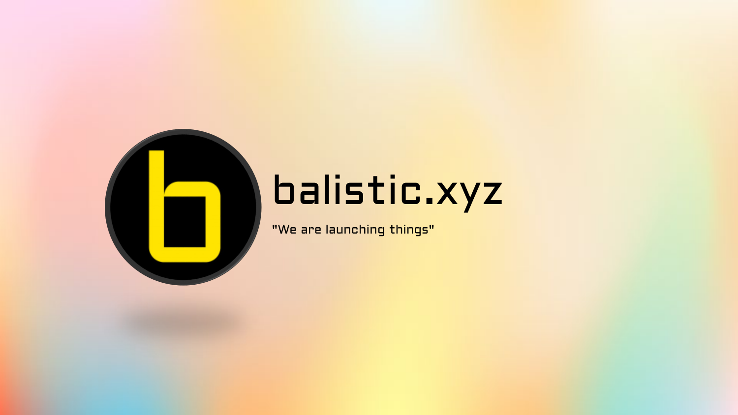# balistic.xyz

"We are launching things"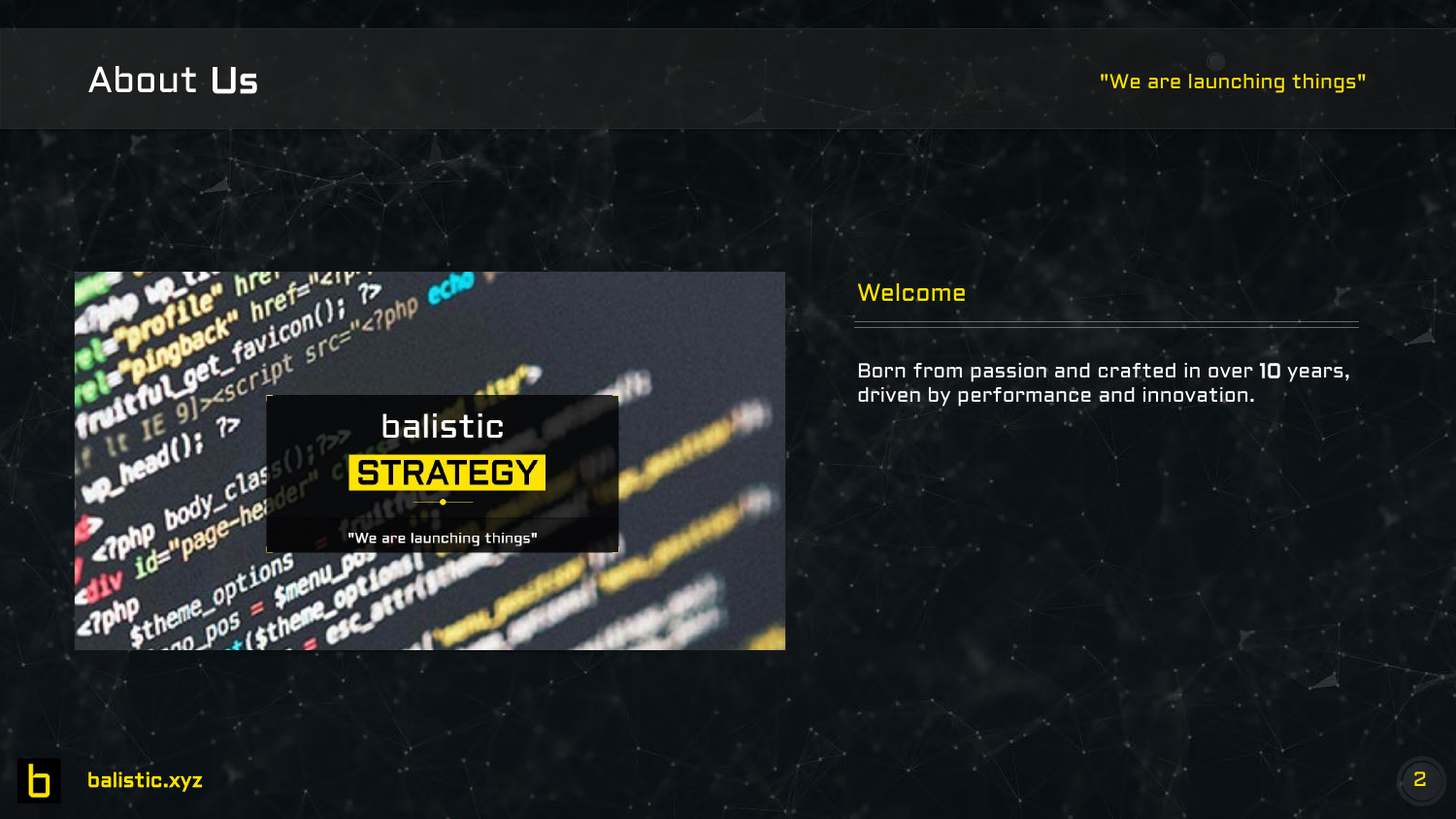# About Us

"We are launching things"

balistic
STRATEGY
"We are launching things"

## Welcome

Born from passion and crafted in over **10** years, driven by performance and innovation.

balistic.xyz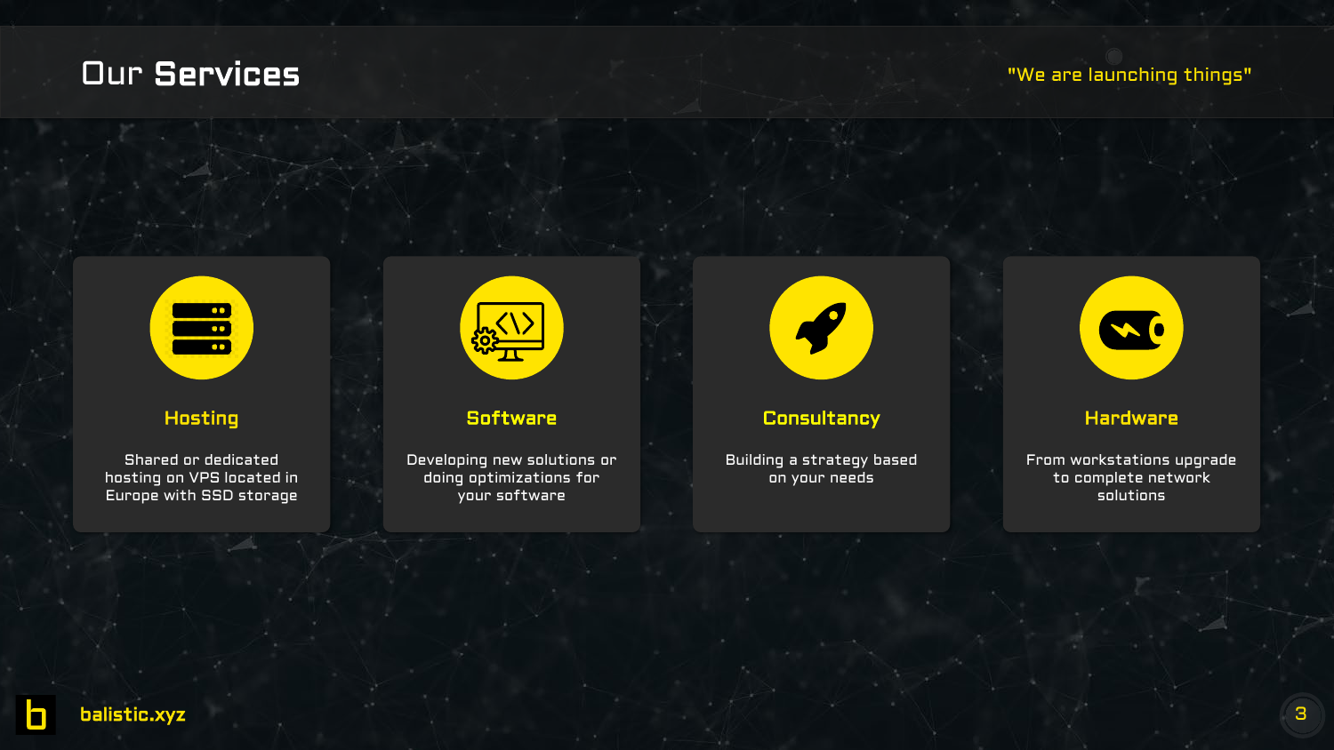# Our Services

"We are launching things"

### Hosting

Shared or dedicated hosting on VPS located in Europe with SSD storage

### Software

Developing new solutions or doing optimizations for your software

### Consultancy

Building a strategy based on your needs

### Hardware

From workstations upgrade to complete network solutions

balistic.xyz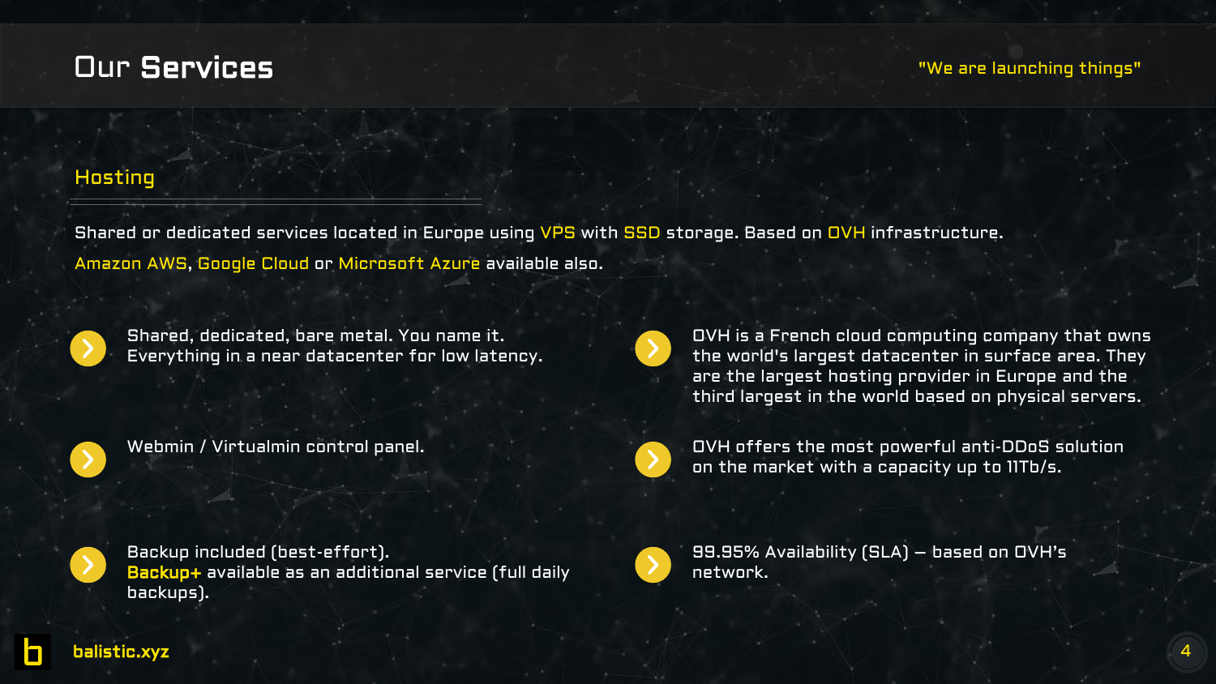# Our Services

"We are launching things"

## Hosting

Shared or dedicated services located in Europe using VPS with SSD storage. Based on OVH infrastructure.

Amazon AWS, Google Cloud or Microsoft Azure available also.

- Shared, dedicated, bare metal. You name it. Everything in a near datacenter for low latency.
- Webmin / Virtualmin control panel.
- Backup included (best-effort). **Backup+** available as an additional service (full daily backups).
- OVH is a French cloud computing company that owns the world's largest datacenter in surface area. They are the largest hosting provider in Europe and the third largest in the world based on physical servers.
- OVH offers the most powerful anti-DDoS solution on the market with a capacity up to 11Tb/s.
- 99.95% Availability (SLA) – based on OVH's network.

balistic.xyz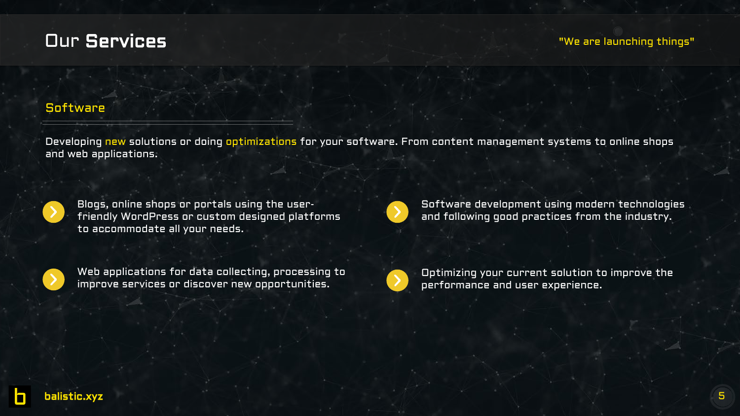# Our Services

"We are launching things"

## Software

Developing new solutions or doing optimizations for your software. From content management systems to online shops and web applications.

- Blogs, online shops or portals using the user-friendly WordPress or custom designed platforms to accommodate all your needs.
- Software development using modern technologies and following good practices from the industry.
- Web applications for data collecting, processing to improve services or discover new opportunities.
- Optimizing your current solution to improve the performance and user experience.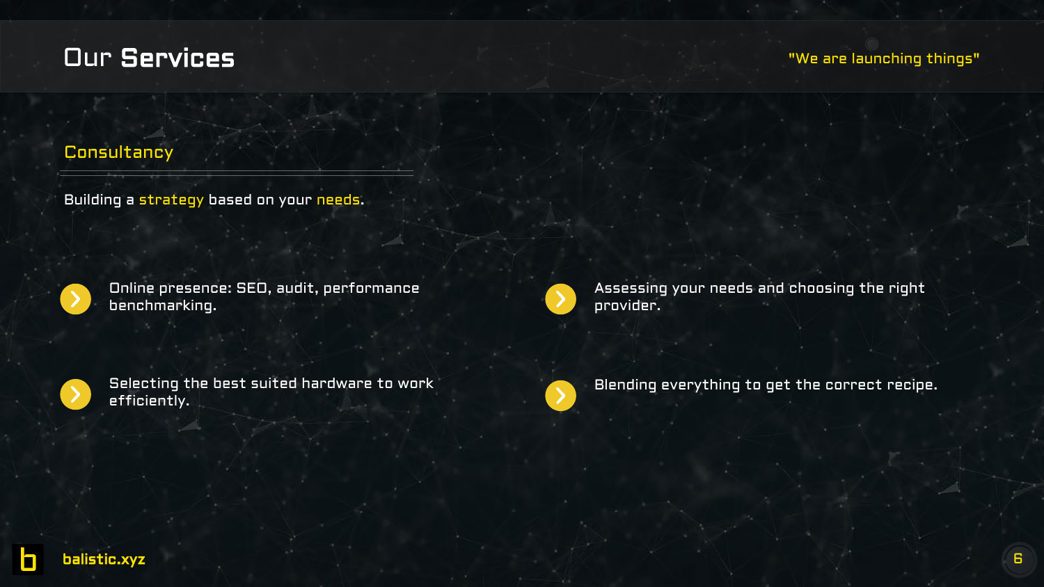# Our Services

"We are launching things"

## Consultancy

Building a strategy based on your needs.

- Online presence: SEO, audit, performance benchmarking.
- Assessing your needs and choosing the right provider.
- Selecting the best suited hardware to work efficiently.
- Blending everything to get the correct recipe.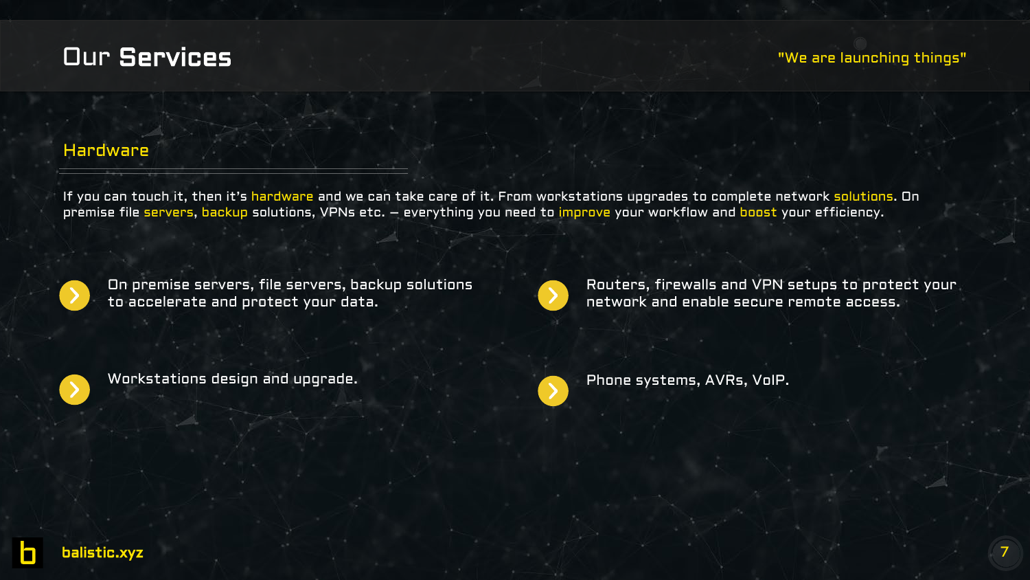# Our Services

"We are launching things"

## Hardware

If you can touch it, then it's hardware and we can take care of it. From workstations upgrades to complete network solutions. On premise file servers, backup solutions, VPNs etc. – everything you need to improve your workflow and boost your efficiency.

- On premise servers, file servers, backup solutions to accelerate and protect your data.
- Routers, firewalls and VPN setups to protect your network and enable secure remote access.
- Workstations design and upgrade.
- Phone systems, AVRs, VoIP.

balistic.xyz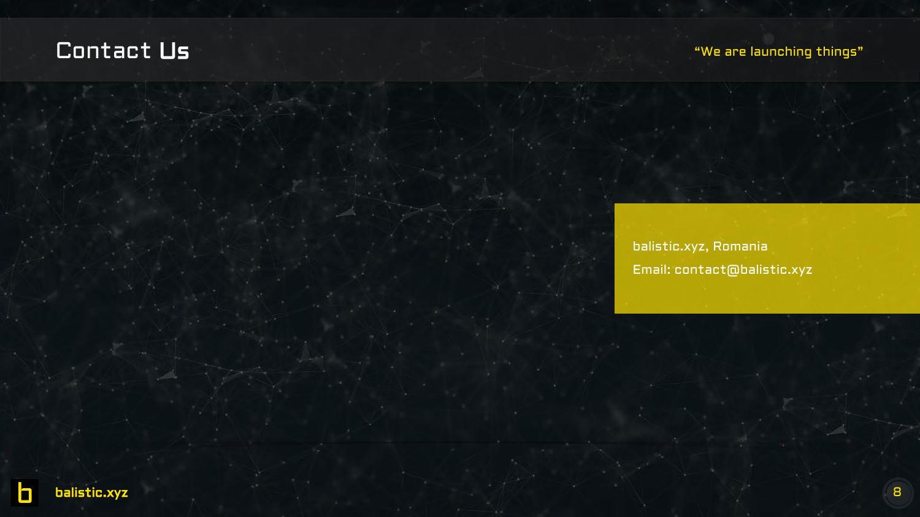# Contact Us

"We are launching things"

balistic.xyz, Romania

Email: contact@balistic.xyz